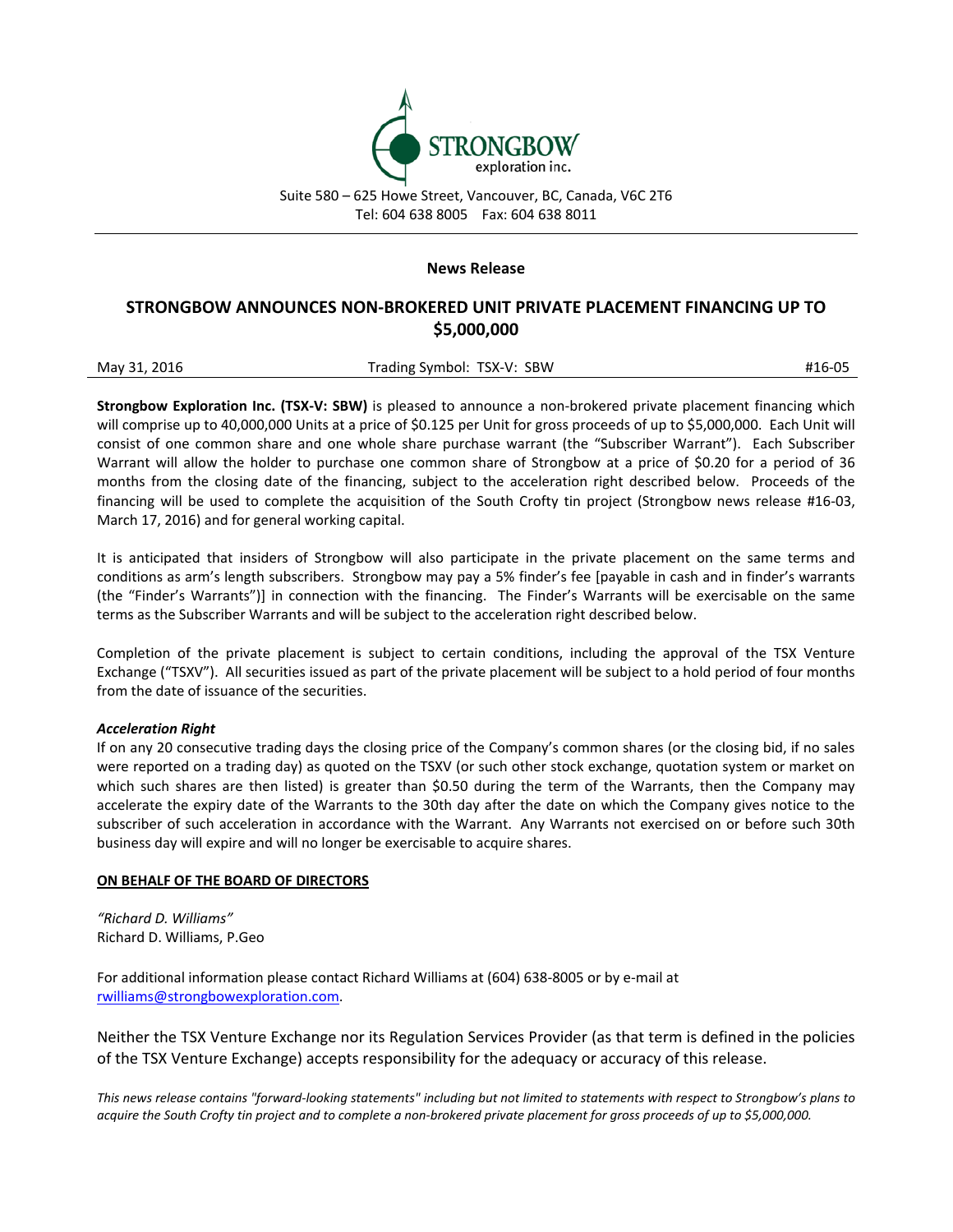STRONGBOW
exploration inc.

Suite 580 – 625 Howe Street, Vancouver, BC, Canada, V6C 2T6
Tel: 604 638 8005    Fax: 604 638 8011

**News Release**

## STRONGBOW ANNOUNCES NON-BROKERED UNIT PRIVATE PLACEMENT FINANCING UP TO $5,000,000

May 31, 2016    Trading Symbol: TSX-V: SBW    #16-05

**Strongbow Exploration Inc. (TSX-V: SBW)** is pleased to announce a non-brokered private placement financing which will comprise up to 40,000,000 Units at a price of $0.125 per Unit for gross proceeds of up to $5,000,000. Each Unit will consist of one common share and one whole share purchase warrant (the "Subscriber Warrant"). Each Subscriber Warrant will allow the holder to purchase one common share of Strongbow at a price of $0.20 for a period of 36 months from the closing date of the financing, subject to the acceleration right described below. Proceeds of the financing will be used to complete the acquisition of the South Crofty tin project (Strongbow news release #16-03, March 17, 2016) and for general working capital.

It is anticipated that insiders of Strongbow will also participate in the private placement on the same terms and conditions as arm's length subscribers. Strongbow may pay a 5% finder's fee [payable in cash and in finder's warrants (the "Finder's Warrants")] in connection with the financing. The Finder's Warrants will be exercisable on the same terms as the Subscriber Warrants and will be subject to the acceleration right described below.

Completion of the private placement is subject to certain conditions, including the approval of the TSX Venture Exchange ("TSXV"). All securities issued as part of the private placement will be subject to a hold period of four months from the date of issuance of the securities.

***Acceleration Right***

If on any 20 consecutive trading days the closing price of the Company's common shares (or the closing bid, if no sales were reported on a trading day) as quoted on the TSXV (or such other stock exchange, quotation system or market on which such shares are then listed) is greater than $0.50 during the term of the Warrants, then the Company may accelerate the expiry date of the Warrants to the 30th day after the date on which the Company gives notice to the subscriber of such acceleration in accordance with the Warrant. Any Warrants not exercised on or before such 30th business day will expire and will no longer be exercisable to acquire shares.

**ON BEHALF OF THE BOARD OF DIRECTORS**

*"Richard D. Williams"*
Richard D. Williams, P.Geo

For additional information please contact Richard Williams at (604) 638-8005 or by e-mail at rwilliams@strongbowexploration.com.

Neither the TSX Venture Exchange nor its Regulation Services Provider (as that term is defined in the policies of the TSX Venture Exchange) accepts responsibility for the adequacy or accuracy of this release.

*This news release contains "forward-looking statements" including but not limited to statements with respect to Strongbow's plans to acquire the South Crofty tin project and to complete a non-brokered private placement for gross proceeds of up to $5,000,000.*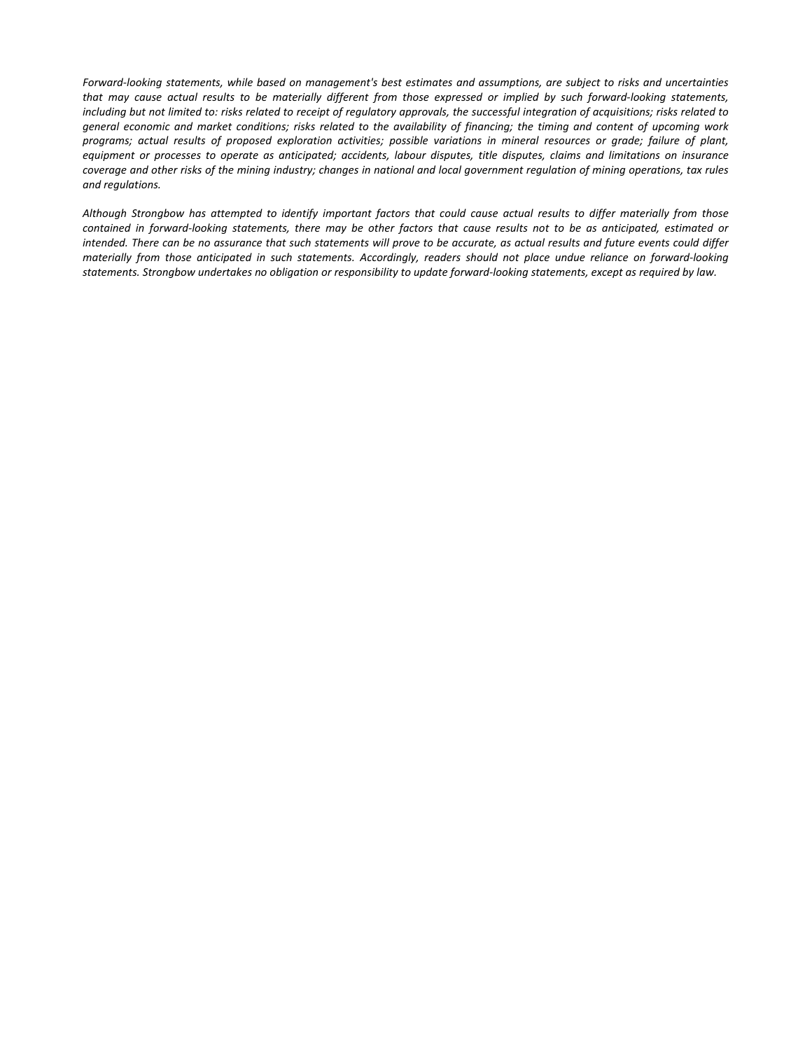*Forward-looking statements, while based on management's best estimates and assumptions, are subject to risks and uncertainties that may cause actual results to be materially different from those expressed or implied by such forward-looking statements, including but not limited to: risks related to receipt of regulatory approvals, the successful integration of acquisitions; risks related to general economic and market conditions; risks related to the availability of financing; the timing and content of upcoming work programs; actual results of proposed exploration activities; possible variations in mineral resources or grade; failure of plant, equipment or processes to operate as anticipated; accidents, labour disputes, title disputes, claims and limitations on insurance coverage and other risks of the mining industry; changes in national and local government regulation of mining operations, tax rules and regulations.*

*Although Strongbow has attempted to identify important factors that could cause actual results to differ materially from those contained in forward-looking statements, there may be other factors that cause results not to be as anticipated, estimated or intended. There can be no assurance that such statements will prove to be accurate, as actual results and future events could differ materially from those anticipated in such statements. Accordingly, readers should not place undue reliance on forward-looking statements. Strongbow undertakes no obligation or responsibility to update forward-looking statements, except as required by law.*